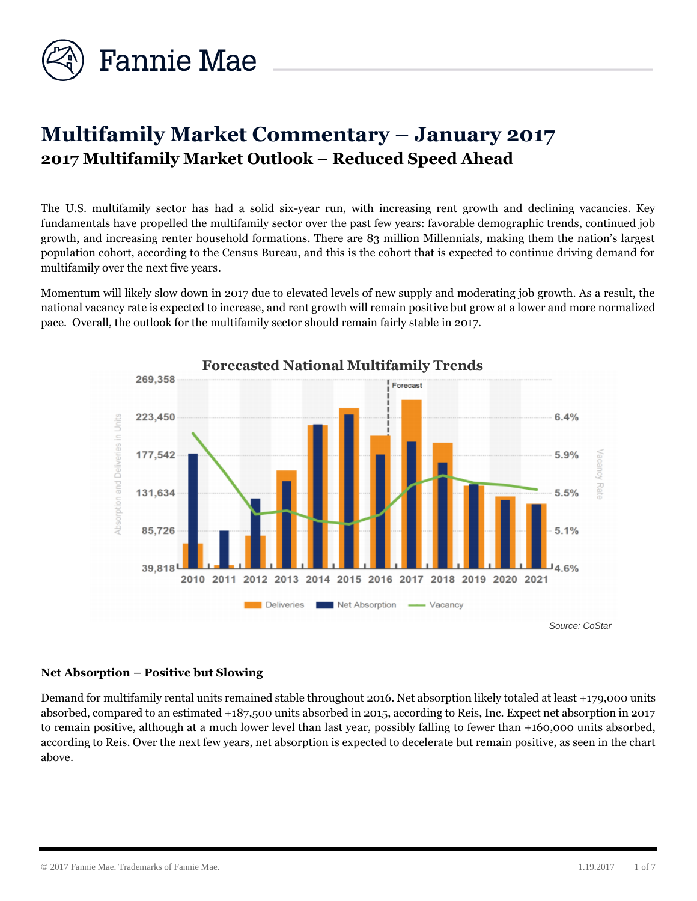# Multifamily Market Commentary – January 2017

## 2017 Multifamily Market Outlook – Reduced Speed Ahead

The U.S. multifamily sector has had a solid six-year run, with increasing rent growth and declining vacancies. Key fundamentals have propelled the multifamily sector over the past few years: favorable demographic trends, continued job growth, and increasing renter household formations. There are 83 million Millennials, making them the nation's largest population cohort, according to the Census Bureau, and this is the cohort that is expected to continue driving demand for multifamily over the next five years.

Momentum will likely slow down in 2017 due to elevated levels of new supply and moderating job growth. As a result, the national vacancy rate is expected to increase, and rent growth will remain positive but grow at a lower and more normalized pace. Overall, the outlook for the multifamily sector should remain fairly stable in 2017.

**Forecasted National Multifamily Trends**

*Source: CoStar*

### Net Absorption – Positive but Slowing

Demand for multifamily rental units remained stable throughout 2016. Net absorption likely totaled at least +179,000 units absorbed, compared to an estimated +187,500 units absorbed in 2015, according to Reis, Inc. Expect net absorption in 2017 to remain positive, although at a much lower level than last year, possibly falling to fewer than +160,000 units absorbed, according to Reis. Over the next few years, net absorption is expected to decelerate but remain positive, as seen in the chart above.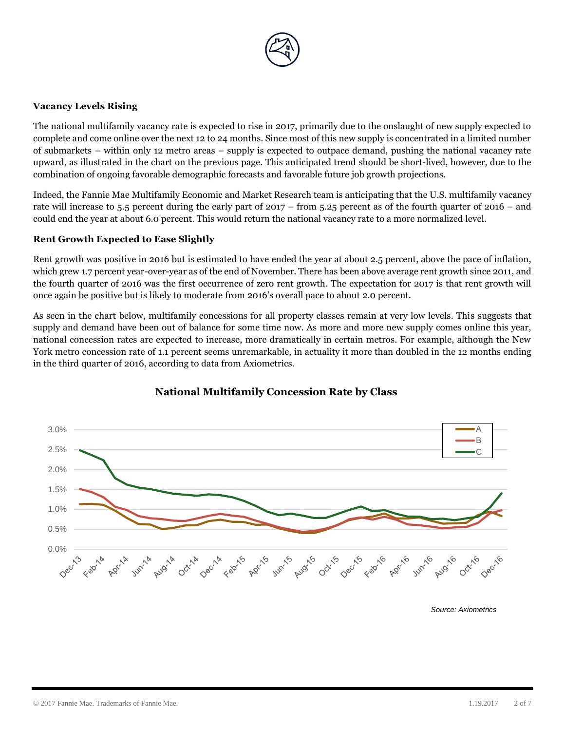**Vacancy Levels Rising**

The national multifamily vacancy rate is expected to rise in 2017, primarily due to the onslaught of new supply expected to complete and come online over the next 12 to 24 months. Since most of this new supply is concentrated in a limited number of submarkets – within only 12 metro areas – supply is expected to outpace demand, pushing the national vacancy rate upward, as illustrated in the chart on the previous page. This anticipated trend should be short-lived, however, due to the combination of ongoing favorable demographic forecasts and favorable future job growth projections.

Indeed, the Fannie Mae Multifamily Economic and Market Research team is anticipating that the U.S. multifamily vacancy rate will increase to 5.5 percent during the early part of 2017 – from 5.25 percent as of the fourth quarter of 2016 – and could end the year at about 6.0 percent. This would return the national vacancy rate to a more normalized level.

**Rent Growth Expected to Ease Slightly**

Rent growth was positive in 2016 but is estimated to have ended the year at about 2.5 percent, above the pace of inflation, which grew 1.7 percent year-over-year as of the end of November. There has been above average rent growth since 2011, and the fourth quarter of 2016 was the first occurrence of zero rent growth. The expectation for 2017 is that rent growth will once again be positive but is likely to moderate from 2016's overall pace to about 2.0 percent.

As seen in the chart below, multifamily concessions for all property classes remain at very low levels. This suggests that supply and demand have been out of balance for some time now. As more and more new supply comes online this year, national concession rates are expected to increase, more dramatically in certain metros. For example, although the New York metro concession rate of 1.1 percent seems unremarkable, in actuality it more than doubled in the 12 months ending in the third quarter of 2016, according to data from Axiometrics.

**National Multifamily Concession Rate by Class**

*Source: Axiometrics*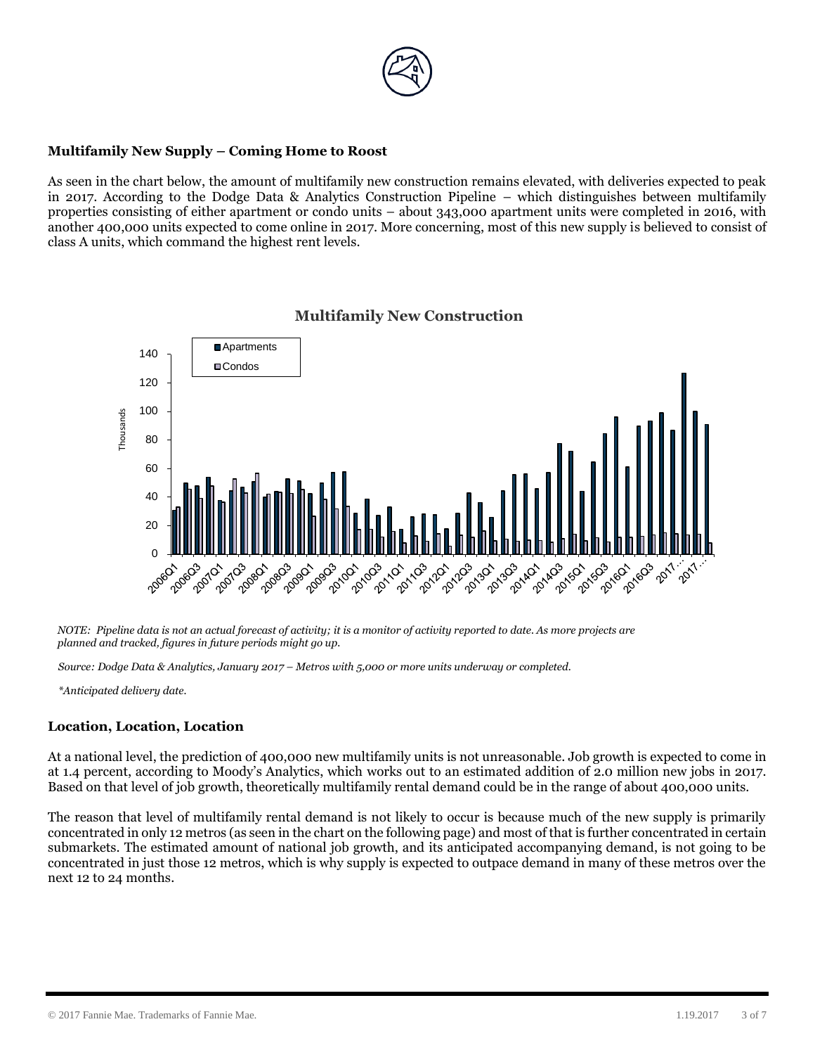**Multifamily New Supply – Coming Home to Roost**

As seen in the chart below, the amount of multifamily new construction remains elevated, with deliveries expected to peak in 2017. According to the Dodge Data & Analytics Construction Pipeline – which distinguishes between multifamily properties consisting of either apartment or condo units – about 343,000 apartment units were completed in 2016, with another 400,000 units expected to come online in 2017. More concerning, most of this new supply is believed to consist of class A units, which command the highest rent levels.

**Multifamily New Construction**

*NOTE: Pipeline data is not an actual forecast of activity; it is a monitor of activity reported to date. As more projects are planned and tracked, figures in future periods might go up.*

*Source: Dodge Data & Analytics, January 2017 – Metros with 5,000 or more units underway or completed.*

*\*Anticipated delivery date.*

**Location, Location, Location**

At a national level, the prediction of 400,000 new multifamily units is not unreasonable. Job growth is expected to come in at 1.4 percent, according to Moody's Analytics, which works out to an estimated addition of 2.0 million new jobs in 2017. Based on that level of job growth, theoretically multifamily rental demand could be in the range of about 400,000 units.

The reason that level of multifamily rental demand is not likely to occur is because much of the new supply is primarily concentrated in only 12 metros (as seen in the chart on the following page) and most of that is further concentrated in certain submarkets. The estimated amount of national job growth, and its anticipated accompanying demand, is not going to be concentrated in just those 12 metros, which is why supply is expected to outpace demand in many of these metros over the next 12 to 24 months.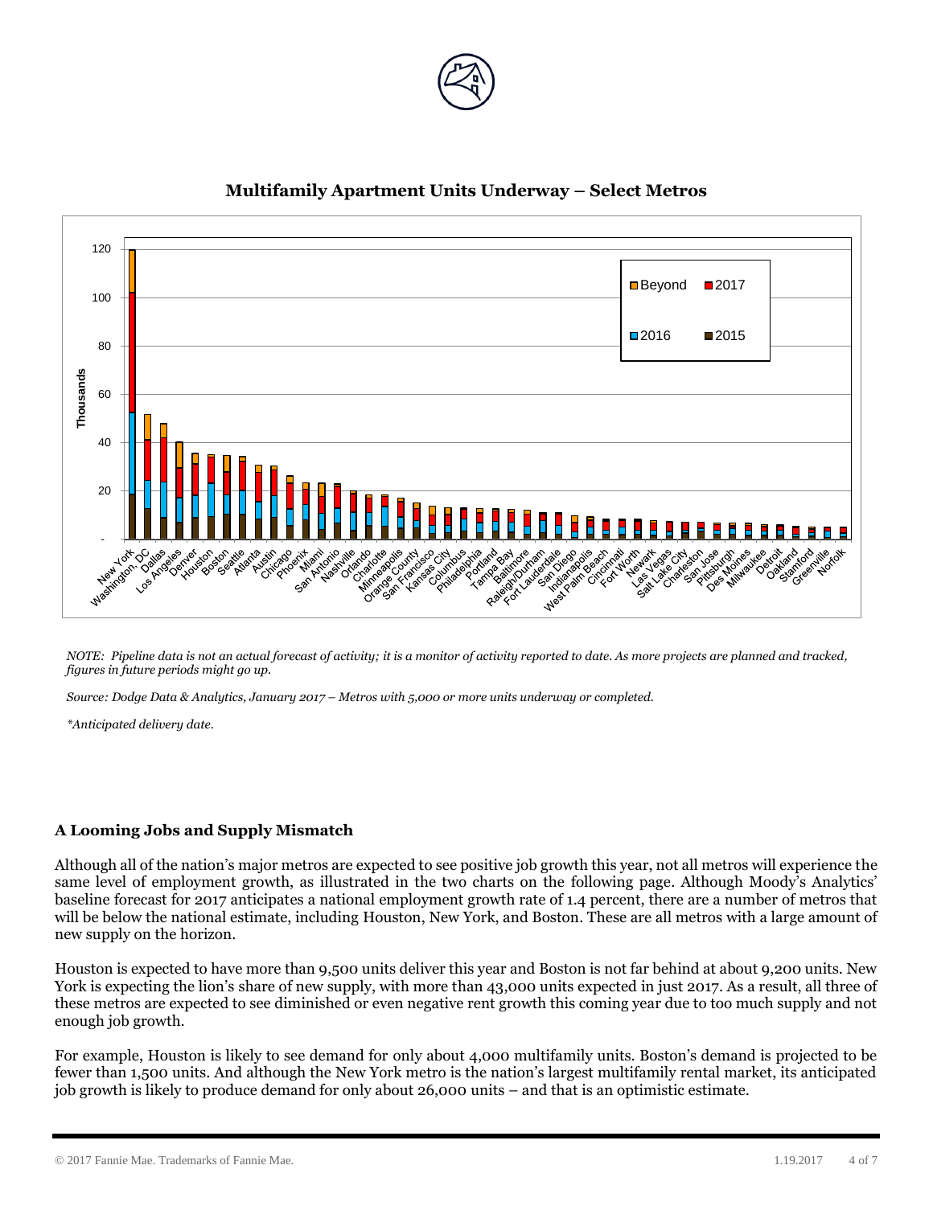**Multifamily Apartment Units Underway – Select Metros**

*NOTE: Pipeline data is not an actual forecast of activity; it is a monitor of activity reported to date. As more projects are planned and tracked, figures in future periods might go up.*

*Source: Dodge Data & Analytics, January 2017 – Metros with 5,000 or more units underway or completed.*

*\*Anticipated delivery date.*

## A Looming Jobs and Supply Mismatch

Although all of the nation's major metros are expected to see positive job growth this year, not all metros will experience the same level of employment growth, as illustrated in the two charts on the following page. Although Moody's Analytics' baseline forecast for 2017 anticipates a national employment growth rate of 1.4 percent, there are a number of metros that will be below the national estimate, including Houston, New York, and Boston. These are all metros with a large amount of new supply on the horizon.

Houston is expected to have more than 9,500 units deliver this year and Boston is not far behind at about 9,200 units. New York is expecting the lion's share of new supply, with more than 43,000 units expected in just 2017. As a result, all three of these metros are expected to see diminished or even negative rent growth this coming year due to too much supply and not enough job growth.

For example, Houston is likely to see demand for only about 4,000 multifamily units. Boston's demand is projected to be fewer than 1,500 units. And although the New York metro is the nation's largest multifamily rental market, its anticipated job growth is likely to produce demand for only about 26,000 units – and that is an optimistic estimate.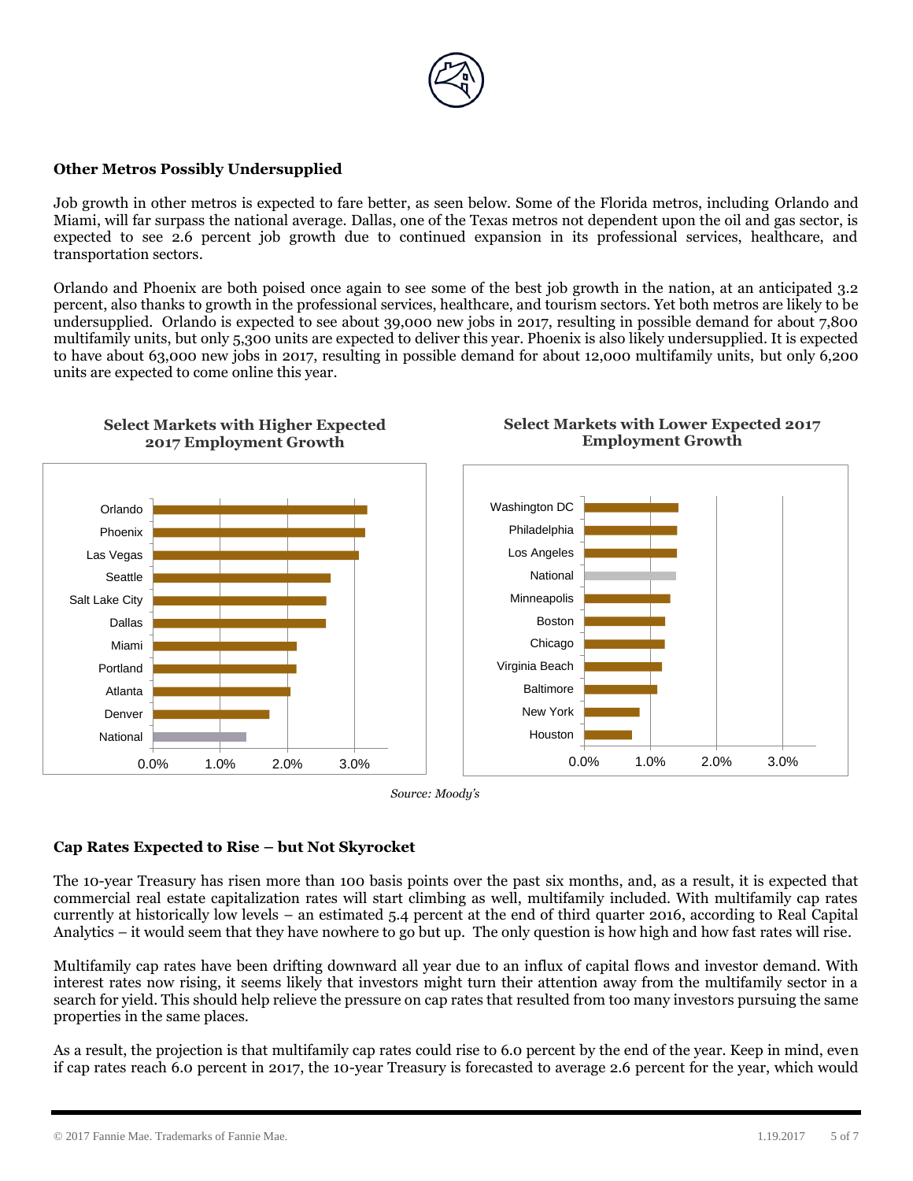## Other Metros Possibly Undersupplied

Job growth in other metros is expected to fare better, as seen below. Some of the Florida metros, including Orlando and Miami, will far surpass the national average. Dallas, one of the Texas metros not dependent upon the oil and gas sector, is expected to see 2.6 percent job growth due to continued expansion in its professional services, healthcare, and transportation sectors.

Orlando and Phoenix are both poised once again to see some of the best job growth in the nation, at an anticipated 3.2 percent, also thanks to growth in the professional services, healthcare, and tourism sectors. Yet both metros are likely to be undersupplied. Orlando is expected to see about 39,000 new jobs in 2017, resulting in possible demand for about 7,800 multifamily units, but only 5,300 units are expected to deliver this year. Phoenix is also likely undersupplied. It is expected to have about 63,000 new jobs in 2017, resulting in possible demand for about 12,000 multifamily units, but only 6,200 units are expected to come online this year.

**Select Markets with Higher Expected 2017 Employment Growth**

Orlando, Phoenix, Las Vegas, Seattle, Salt Lake City, Dallas, Miami, Portland, Atlanta, Denver, National

**Select Markets with Lower Expected 2017 Employment Growth**

Washington DC, Philadelphia, Los Angeles, National, Minneapolis, Boston, Chicago, Virginia Beach, Baltimore, New York, Houston

*Source: Moody's*

## Cap Rates Expected to Rise – but Not Skyrocket

The 10-year Treasury has risen more than 100 basis points over the past six months, and, as a result, it is expected that commercial real estate capitalization rates will start climbing as well, multifamily included. With multifamily cap rates currently at historically low levels – an estimated 5.4 percent at the end of third quarter 2016, according to Real Capital Analytics – it would seem that they have nowhere to go but up. The only question is how high and how fast rates will rise.

Multifamily cap rates have been drifting downward all year due to an influx of capital flows and investor demand. With interest rates now rising, it seems likely that investors might turn their attention away from the multifamily sector in a search for yield. This should help relieve the pressure on cap rates that resulted from too many investors pursuing the same properties in the same places.

As a result, the projection is that multifamily cap rates could rise to 6.0 percent by the end of the year. Keep in mind, even if cap rates reach 6.0 percent in 2017, the 10-year Treasury is forecasted to average 2.6 percent for the year, which would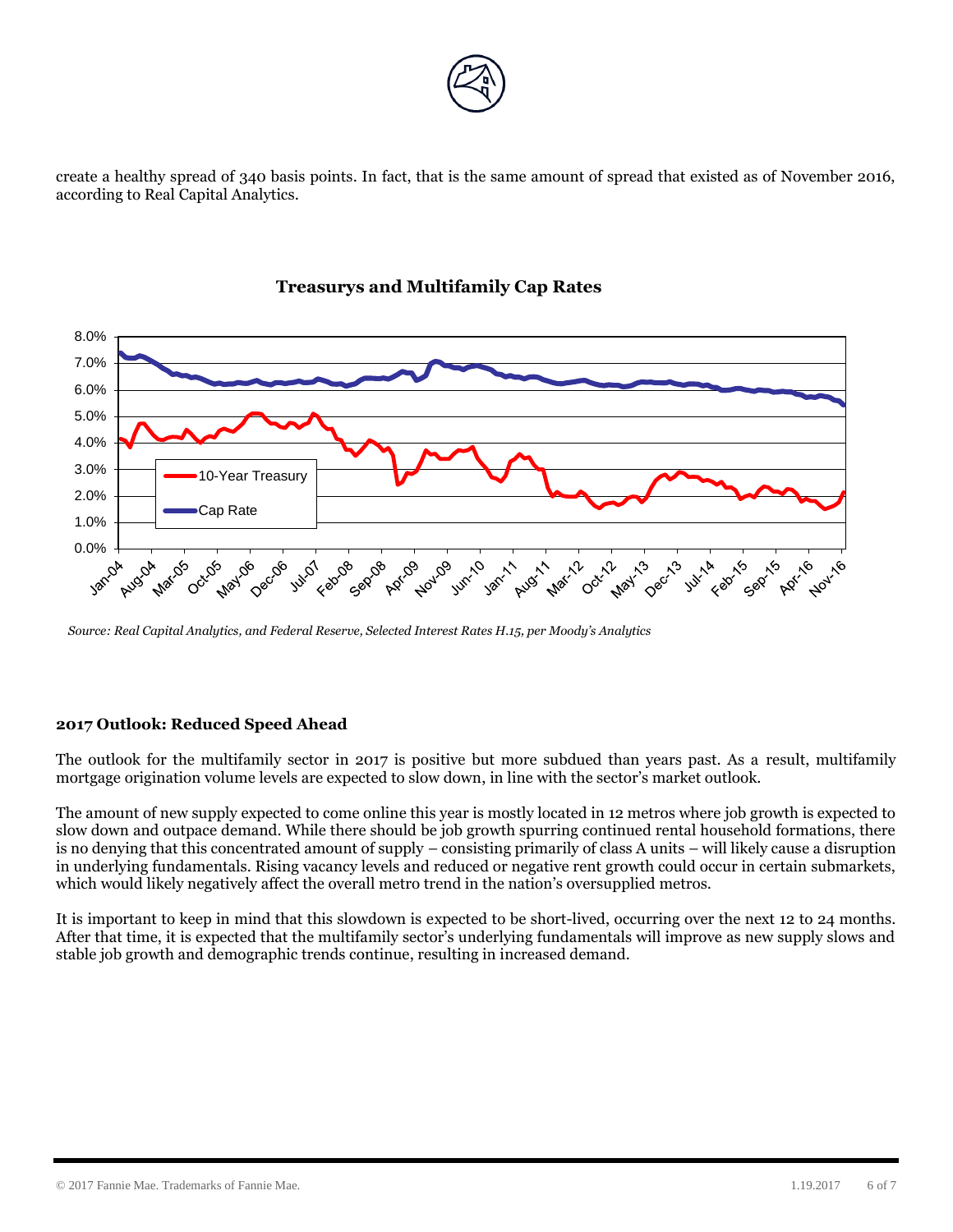create a healthy spread of 340 basis points. In fact, that is the same amount of spread that existed as of November 2016, according to Real Capital Analytics.

**Treasurys and Multifamily Cap Rates**

*Source: Real Capital Analytics, and Federal Reserve, Selected Interest Rates H.15, per Moody's Analytics*

## 2017 Outlook: Reduced Speed Ahead

The outlook for the multifamily sector in 2017 is positive but more subdued than years past. As a result, multifamily mortgage origination volume levels are expected to slow down, in line with the sector's market outlook.

The amount of new supply expected to come online this year is mostly located in 12 metros where job growth is expected to slow down and outpace demand. While there should be job growth spurring continued rental household formations, there is no denying that this concentrated amount of supply – consisting primarily of class A units – will likely cause a disruption in underlying fundamentals. Rising vacancy levels and reduced or negative rent growth could occur in certain submarkets, which would likely negatively affect the overall metro trend in the nation's oversupplied metros.

It is important to keep in mind that this slowdown is expected to be short-lived, occurring over the next 12 to 24 months. After that time, it is expected that the multifamily sector's underlying fundamentals will improve as new supply slows and stable job growth and demographic trends continue, resulting in increased demand.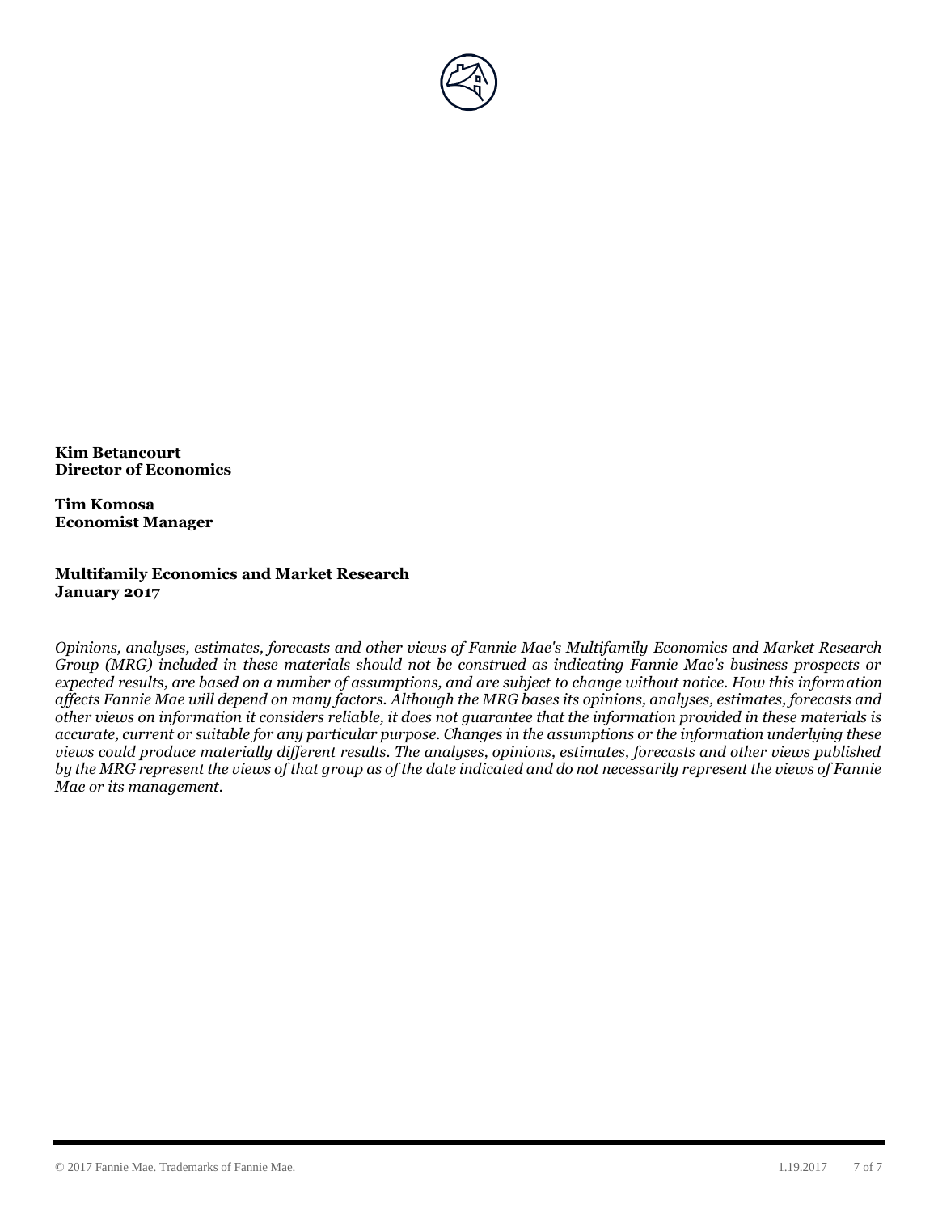**Kim Betancourt**
**Director of Economics**

**Tim Komosa**
**Economist Manager**

**Multifamily Economics and Market Research**
**January 2017**

*Opinions, analyses, estimates, forecasts and other views of Fannie Mae's Multifamily Economics and Market Research Group (MRG) included in these materials should not be construed as indicating Fannie Mae's business prospects or expected results, are based on a number of assumptions, and are subject to change without notice. How this information affects Fannie Mae will depend on many factors. Although the MRG bases its opinions, analyses, estimates, forecasts and other views on information it considers reliable, it does not guarantee that the information provided in these materials is accurate, current or suitable for any particular purpose. Changes in the assumptions or the information underlying these views could produce materially different results. The analyses, opinions, estimates, forecasts and other views published by the MRG represent the views of that group as of the date indicated and do not necessarily represent the views of Fannie Mae or its management.*

© 2017 Fannie Mae. Trademarks of Fannie Mae.